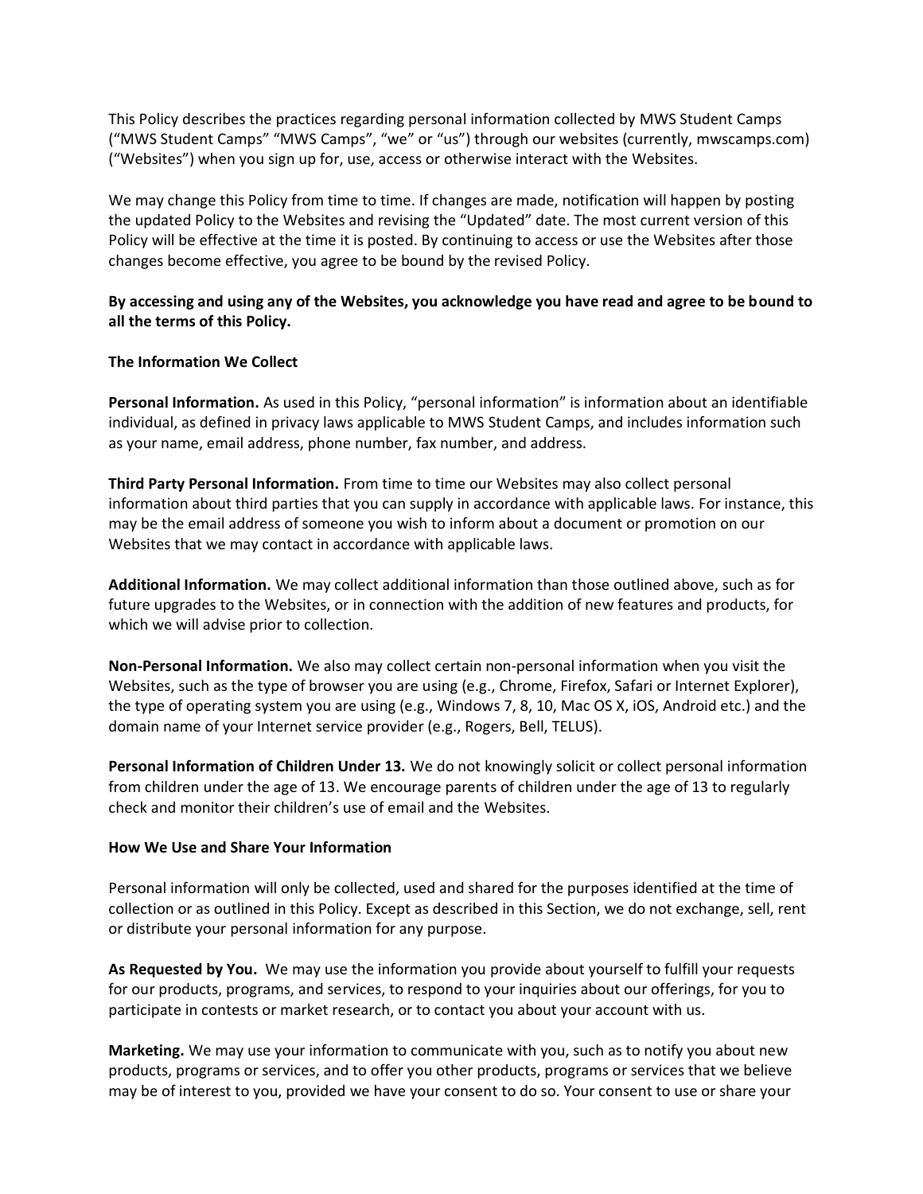This Policy describes the practices regarding personal information collected by MWS Student Camps ("MWS Student Camps" "MWS Camps", "we" or "us") through our websites (currently, mwscamps.com) ("Websites") when you sign up for, use, access or otherwise interact with the Websites.

We may change this Policy from time to time. If changes are made, notification will happen by posting the updated Policy to the Websites and revising the "Updated" date. The most current version of this Policy will be effective at the time it is posted. By continuing to access or use the Websites after those changes become effective, you agree to be bound by the revised Policy.

**By accessing and using any of the Websites, you acknowledge you have read and agree to be bound to all the terms of this Policy.**

**The Information We Collect**

**Personal Information.** As used in this Policy, "personal information" is information about an identifiable individual, as defined in privacy laws applicable to MWS Student Camps, and includes information such as your name, email address, phone number, fax number, and address.

**Third Party Personal Information.** From time to time our Websites may also collect personal information about third parties that you can supply in accordance with applicable laws. For instance, this may be the email address of someone you wish to inform about a document or promotion on our Websites that we may contact in accordance with applicable laws.

**Additional Information.** We may collect additional information than those outlined above, such as for future upgrades to the Websites, or in connection with the addition of new features and products, for which we will advise prior to collection.

**Non-Personal Information.** We also may collect certain non-personal information when you visit the Websites, such as the type of browser you are using (e.g., Chrome, Firefox, Safari or Internet Explorer), the type of operating system you are using (e.g., Windows 7, 8, 10, Mac OS X, iOS, Android etc.) and the domain name of your Internet service provider (e.g., Rogers, Bell, TELUS).

**Personal Information of Children Under 13.** We do not knowingly solicit or collect personal information from children under the age of 13. We encourage parents of children under the age of 13 to regularly check and monitor their children's use of email and the Websites.

**How We Use and Share Your Information**

Personal information will only be collected, used and shared for the purposes identified at the time of collection or as outlined in this Policy. Except as described in this Section, we do not exchange, sell, rent or distribute your personal information for any purpose.

**As Requested by You.** We may use the information you provide about yourself to fulfill your requests for our products, programs, and services, to respond to your inquiries about our offerings, for you to participate in contests or market research, or to contact you about your account with us.

**Marketing.** We may use your information to communicate with you, such as to notify you about new products, programs or services, and to offer you other products, programs or services that we believe may be of interest to you, provided we have your consent to do so. Your consent to use or share your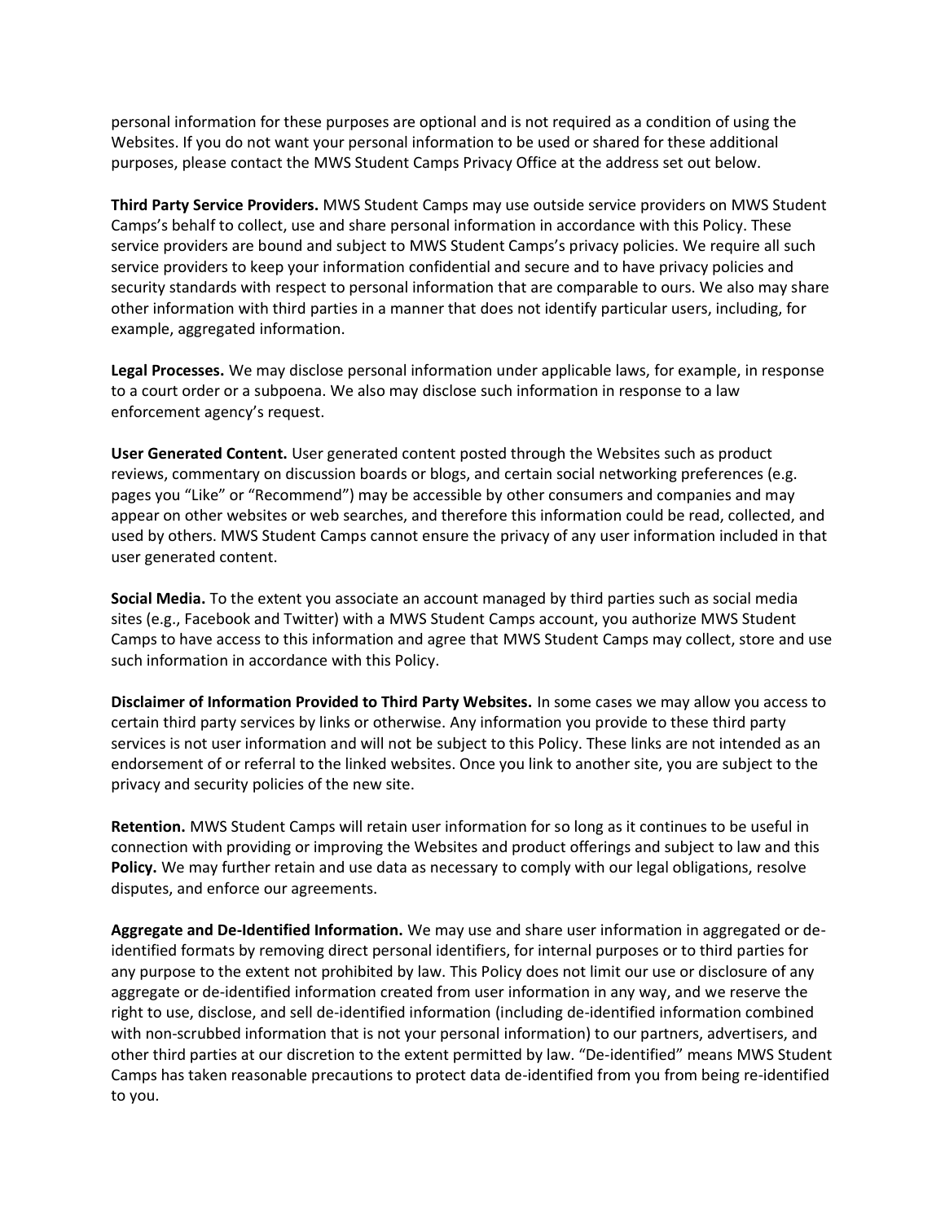personal information for these purposes are optional and is not required as a condition of using the Websites. If you do not want your personal information to be used or shared for these additional purposes, please contact the MWS Student Camps Privacy Office at the address set out below.

**Third Party Service Providers.** MWS Student Camps may use outside service providers on MWS Student Camps's behalf to collect, use and share personal information in accordance with this Policy. These service providers are bound and subject to MWS Student Camps's privacy policies. We require all such service providers to keep your information confidential and secure and to have privacy policies and security standards with respect to personal information that are comparable to ours. We also may share other information with third parties in a manner that does not identify particular users, including, for example, aggregated information.

**Legal Processes.** We may disclose personal information under applicable laws, for example, in response to a court order or a subpoena. We also may disclose such information in response to a law enforcement agency's request.

**User Generated Content.** User generated content posted through the Websites such as product reviews, commentary on discussion boards or blogs, and certain social networking preferences (e.g. pages you "Like" or "Recommend") may be accessible by other consumers and companies and may appear on other websites or web searches, and therefore this information could be read, collected, and used by others. MWS Student Camps cannot ensure the privacy of any user information included in that user generated content.

**Social Media.** To the extent you associate an account managed by third parties such as social media sites (e.g., Facebook and Twitter) with a MWS Student Camps account, you authorize MWS Student Camps to have access to this information and agree that MWS Student Camps may collect, store and use such information in accordance with this Policy.

**Disclaimer of Information Provided to Third Party Websites.** In some cases we may allow you access to certain third party services by links or otherwise. Any information you provide to these third party services is not user information and will not be subject to this Policy. These links are not intended as an endorsement of or referral to the linked websites. Once you link to another site, you are subject to the privacy and security policies of the new site.

**Retention.** MWS Student Camps will retain user information for so long as it continues to be useful in connection with providing or improving the Websites and product offerings and subject to law and this **Policy.** We may further retain and use data as necessary to comply with our legal obligations, resolve disputes, and enforce our agreements.

**Aggregate and De-Identified Information.** We may use and share user information in aggregated or de-identified formats by removing direct personal identifiers, for internal purposes or to third parties for any purpose to the extent not prohibited by law. This Policy does not limit our use or disclosure of any aggregate or de-identified information created from user information in any way, and we reserve the right to use, disclose, and sell de-identified information (including de-identified information combined with non-scrubbed information that is not your personal information) to our partners, advertisers, and other third parties at our discretion to the extent permitted by law. "De-identified" means MWS Student Camps has taken reasonable precautions to protect data de-identified from you from being re-identified to you.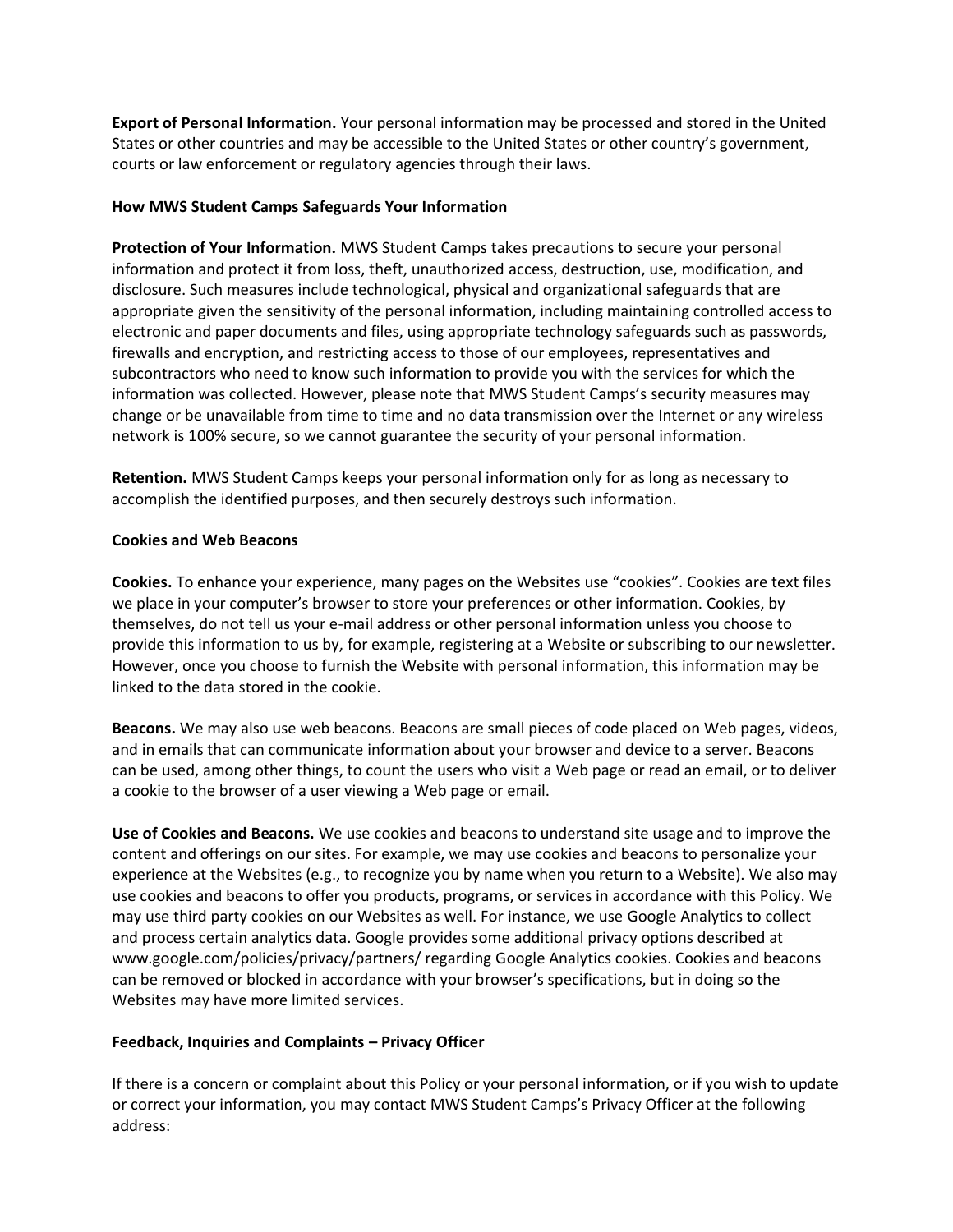**Export of Personal Information.** Your personal information may be processed and stored in the United States or other countries and may be accessible to the United States or other country's government, courts or law enforcement or regulatory agencies through their laws.

**How MWS Student Camps Safeguards Your Information**

**Protection of Your Information.** MWS Student Camps takes precautions to secure your personal information and protect it from loss, theft, unauthorized access, destruction, use, modification, and disclosure. Such measures include technological, physical and organizational safeguards that are appropriate given the sensitivity of the personal information, including maintaining controlled access to electronic and paper documents and files, using appropriate technology safeguards such as passwords, firewalls and encryption, and restricting access to those of our employees, representatives and subcontractors who need to know such information to provide you with the services for which the information was collected. However, please note that MWS Student Camps's security measures may change or be unavailable from time to time and no data transmission over the Internet or any wireless network is 100% secure, so we cannot guarantee the security of your personal information.

**Retention.** MWS Student Camps keeps your personal information only for as long as necessary to accomplish the identified purposes, and then securely destroys such information.

**Cookies and Web Beacons**

**Cookies.** To enhance your experience, many pages on the Websites use "cookies". Cookies are text files we place in your computer's browser to store your preferences or other information. Cookies, by themselves, do not tell us your e-mail address or other personal information unless you choose to provide this information to us by, for example, registering at a Website or subscribing to our newsletter. However, once you choose to furnish the Website with personal information, this information may be linked to the data stored in the cookie.

**Beacons.** We may also use web beacons. Beacons are small pieces of code placed on Web pages, videos, and in emails that can communicate information about your browser and device to a server. Beacons can be used, among other things, to count the users who visit a Web page or read an email, or to deliver a cookie to the browser of a user viewing a Web page or email.

**Use of Cookies and Beacons.** We use cookies and beacons to understand site usage and to improve the content and offerings on our sites. For example, we may use cookies and beacons to personalize your experience at the Websites (e.g., to recognize you by name when you return to a Website). We also may use cookies and beacons to offer you products, programs, or services in accordance with this Policy. We may use third party cookies on our Websites as well. For instance, we use Google Analytics to collect and process certain analytics data. Google provides some additional privacy options described at www.google.com/policies/privacy/partners/ regarding Google Analytics cookies. Cookies and beacons can be removed or blocked in accordance with your browser's specifications, but in doing so the Websites may have more limited services.

**Feedback, Inquiries and Complaints – Privacy Officer**

If there is a concern or complaint about this Policy or your personal information, or if you wish to update or correct your information, you may contact MWS Student Camps's Privacy Officer at the following address: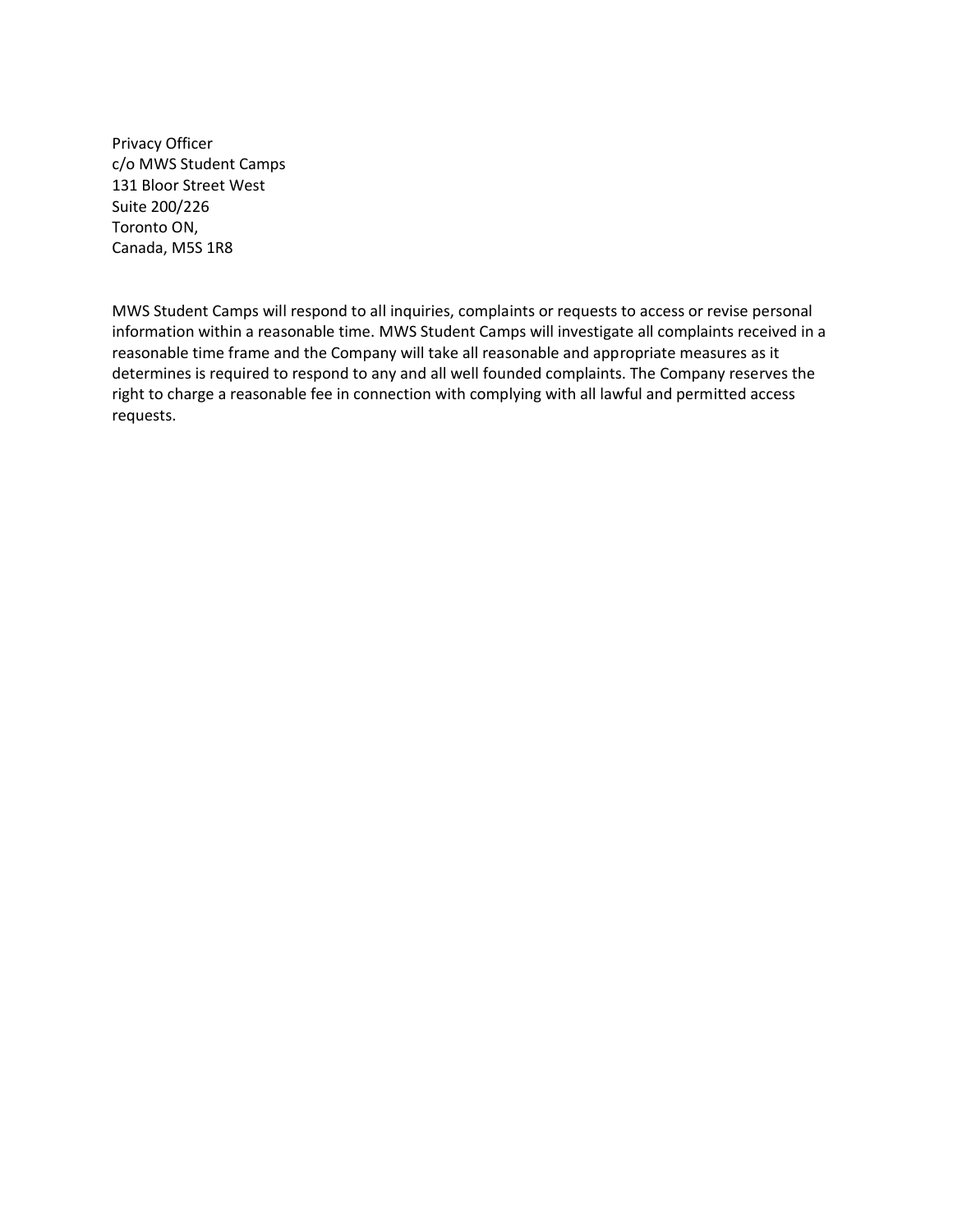Privacy Officer  
c/o MWS Student Camps  
131 Bloor Street West  
Suite 200/226  
Toronto ON,  
Canada, M5S 1R8

MWS Student Camps will respond to all inquiries, complaints or requests to access or revise personal information within a reasonable time. MWS Student Camps will investigate all complaints received in a reasonable time frame and the Company will take all reasonable and appropriate measures as it determines is required to respond to any and all well founded complaints. The Company reserves the right to charge a reasonable fee in connection with complying with all lawful and permitted access requests.